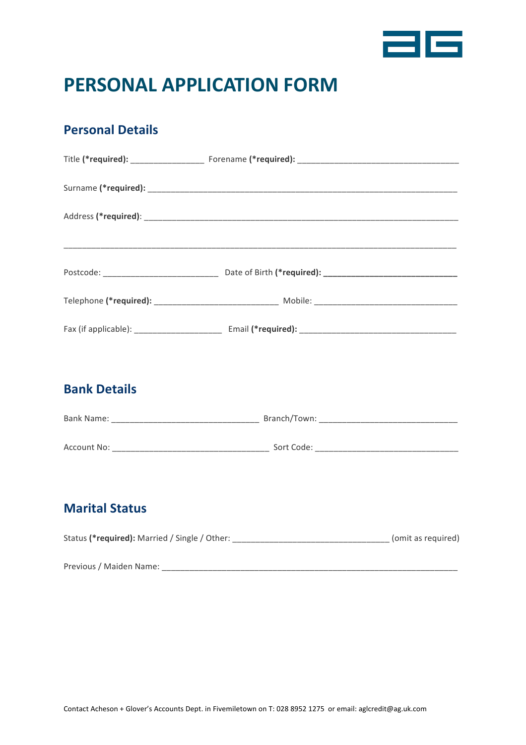# PERSONAL APPLICATION FORM

## Personal Details

Title **(*required):** _______________ Forename **(*required):** ___________________________________

Surname **(*required):** ______________________________________________________________________

Address **(*required)**: ______________________________________________________________________

_____________________________________________________________________________________

Postcode: ________________________ Date of Birth **(*required): ____________________________**

Telephone **(*required):** __________________________ Mobile: ______________________________

Fax (if applicable): ___________________ Email **(*required):** _________________________________

## Bank Details

Bank Name: _______________________________ Branch/Town: _____________________________

Account No: _________________________________ Sort Code: ______________________________

## Marital Status

Status **(*required):** Married / Single / Other: _________________________________ (omit as required)

Previous / Maiden Name: ______________________________________________________________

Contact Acheson + Glover's Accounts Dept. in Fivemiletown on T: 028 8952 1275 or email: aglcredit@ag.uk.com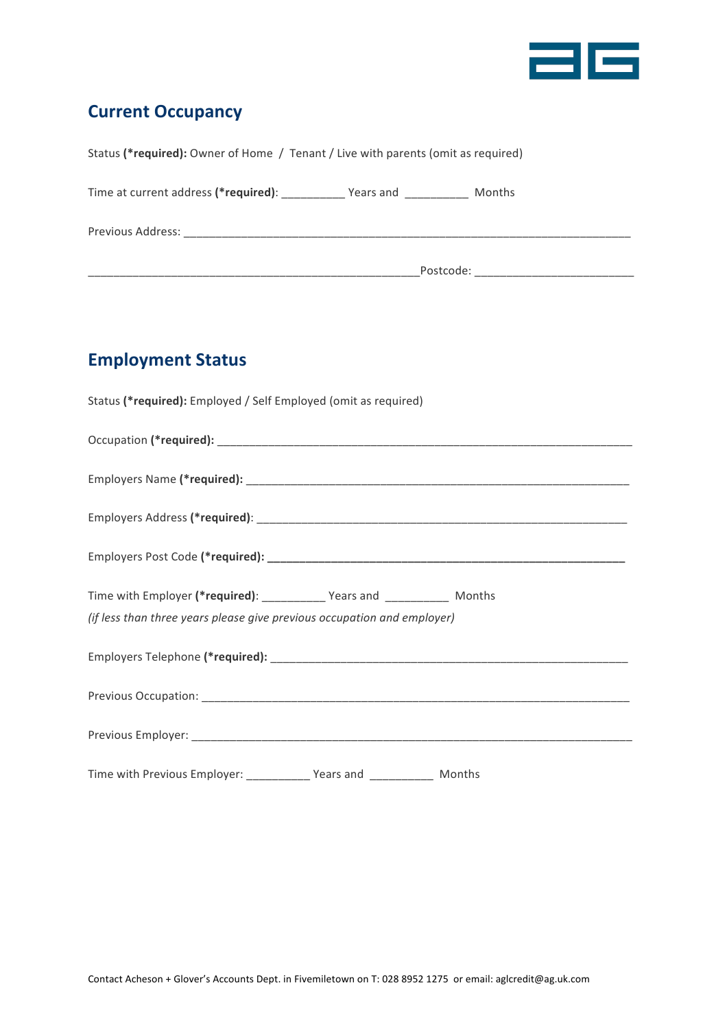## Current Occupancy

Status **(*required):** Owner of Home / Tenant / Live with parents (omit as required)

Time at current address **(*required)**: __________ Years and __________ Months

Previous Address: ___________________________________________________________________________

_______________________________________________________Postcode: __________________________

## Employment Status

Status **(*required):** Employed / Self Employed (omit as required)

Occupation **(*required):** ____________________________________________________________________

Employers Name **(*required):** _________________________________________________________________

Employers Address **(*required)**: _______________________________________________________________

Employers Post Code **(*required): ____________________________________________________________**

Time with Employer **(*required)**: __________ Years and __________ Months

*(if less than three years please give previous occupation and employer)*

Employers Telephone **(*required):** ____________________________________________________________

Previous Occupation: ___________________________________________________________________________

Previous Employer: _____________________________________________________________________________

Time with Previous Employer: __________ Years and __________ Months

Contact Acheson + Glover's Accounts Dept. in Fivemiletown on T: 028 8952 1275 or email: aglcredit@ag.uk.com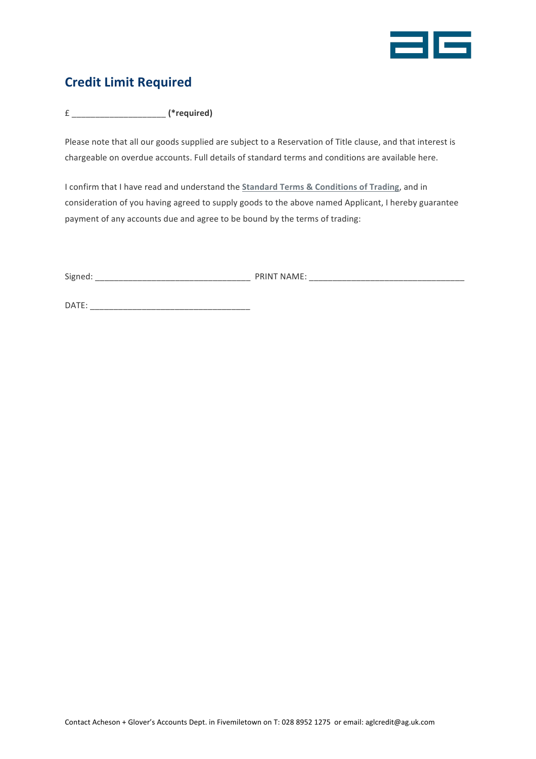## Credit Limit Required

£ ____________________ **(*required)**

Please note that all our goods supplied are subject to a Reservation of Title clause, and that interest is chargeable on overdue accounts. Full details of standard terms and conditions are available here.

I confirm that I have read and understand the **Standard Terms & Conditions of Trading**, and in consideration of you having agreed to supply goods to the above named Applicant, I hereby guarantee payment of any accounts due and agree to be bound by the terms of trading:

Signed: _________________________________ PRINT NAME: _________________________________

DATE: __________________________________

Contact Acheson + Glover's Accounts Dept. in Fivemiletown on T: 028 8952 1275 or email: aglcredit@ag.uk.com